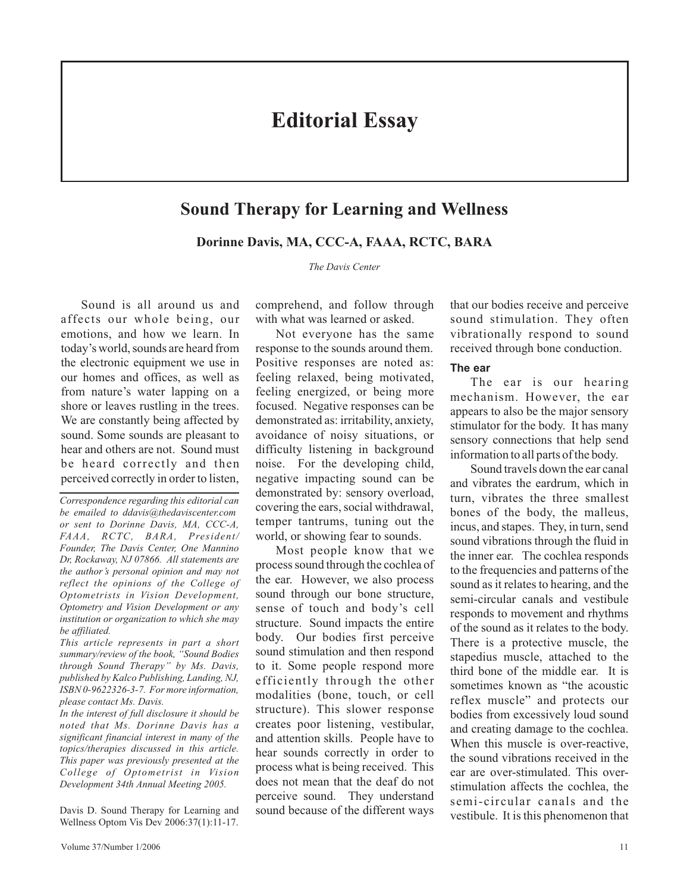# Editorial Essay

## Sound Therapy for Learning and Wellness

**Dorinne Davis, MA, CCC-A, FAAA, RCTC, BARA**

*The Davis Center*

Sound is all around us and affects our whole being, our emotions, and how we learn. In today's world, sounds are heard from the electronic equipment we use in our homes and offices, as well as from nature's water lapping on a shore or leaves rustling in the trees. We are constantly being affected by sound. Some sounds are pleasant to hear and others are not. Sound must be heard correctly and then perceived correctly in order to listen, comprehend, and follow through with what was learned or asked.

Not everyone has the same response to the sounds around them. Positive responses are noted as: feeling relaxed, being motivated, feeling energized, or being more focused. Negative responses can be demonstrated as: irritability, anxiety, avoidance of noisy situations, or difficulty listening in background noise. For the developing child, negative impacting sound can be demonstrated by: sensory overload, covering the ears, social withdrawal, temper tantrums, tuning out the world, or showing fear to sounds.

Most people know that we process sound through the cochlea of the ear. However, we also process sound through our bone structure, sense of touch and body's cell structure. Sound impacts the entire body. Our bodies first perceive sound stimulation and then respond to it. Some people respond more efficiently through the other modalities (bone, touch, or cell structure). This slower response creates poor listening, vestibular, and attention skills. People have to hear sounds correctly in order to process what is being received. This does not mean that the deaf do not perceive sound. They understand sound because of the different ways that our bodies receive and perceive sound stimulation. They often vibrationally respond to sound received through bone conduction.

### The ear

The ear is our hearing mechanism. However, the ear appears to also be the major sensory stimulator for the body. It has many sensory connections that help send information to all parts of the body.

Sound travels down the ear canal and vibrates the eardrum, which in turn, vibrates the three smallest bones of the body, the malleus, incus, and stapes. They, in turn, send sound vibrations through the fluid in the inner ear. The cochlea responds to the frequencies and patterns of the sound as it relates to hearing, and the semi-circular canals and vestibule responds to movement and rhythms of the sound as it relates to the body. There is a protective muscle, the stapedius muscle, attached to the third bone of the middle ear. It is sometimes known as "the acoustic reflex muscle" and protects our bodies from excessively loud sound and creating damage to the cochlea. When this muscle is over-reactive, the sound vibrations received in the ear are over-stimulated. This over-stimulation affects the cochlea, the semi-circular canals and the vestibule. It is this phenomenon that

---

*Correspondence regarding this editorial can be emailed to ddavis@thedaviscenter.com or sent to Dorinne Davis, MA, CCC-A, FAAA, RCTC, BARA, President/Founder, The Davis Center, One Mannino Dr, Rockaway, NJ 07866. All statements are the author's personal opinion and may not reflect the opinions of the College of Optometrists in Vision Development, Optometry and Vision Development or any institution or organization to which she may be affiliated.*

*This article represents in part a short summary/review of the book, "Sound Bodies through Sound Therapy" by Ms. Davis, published by Kalco Publishing, Landing, NJ, ISBN 0-9622326-3-7. For more information, please contact Ms. Davis.*

*In the interest of full disclosure it should be noted that Ms. Dorinne Davis has a significant financial interest in many of the topics/therapies discussed in this article. This paper was previously presented at the College of Optometrist in Vision Development 34th Annual Meeting 2005.*

Davis D. Sound Therapy for Learning and Wellness Optom Vis Dev 2006:37(1):11-17.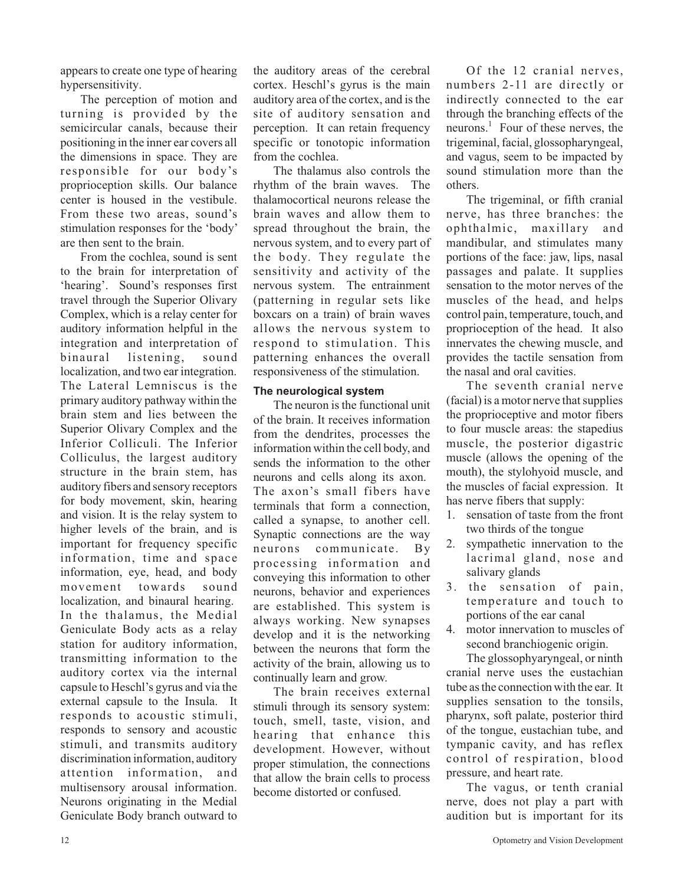appears to create one type of hearing hypersensitivity.

The perception of motion and turning is provided by the semicircular canals, because their positioning in the inner ear covers all the dimensions in space. They are responsible for our body's proprioception skills. Our balance center is housed in the vestibule. From these two areas, sound's stimulation responses for the 'body' are then sent to the brain.

From the cochlea, sound is sent to the brain for interpretation of 'hearing'. Sound's responses first travel through the Superior Olivary Complex, which is a relay center for auditory information helpful in the integration and interpretation of binaural listening, sound localization, and two ear integration. The Lateral Lemniscus is the primary auditory pathway within the brain stem and lies between the Superior Olivary Complex and the Inferior Colliculi. The Inferior Colliculus, the largest auditory structure in the brain stem, has auditory fibers and sensory receptors for body movement, skin, hearing and vision. It is the relay system to higher levels of the brain, and is important for frequency specific information, time and space information, eye, head, and body movement towards sound localization, and binaural hearing. In the thalamus, the Medial Geniculate Body acts as a relay station for auditory information, transmitting information to the auditory cortex via the internal capsule to Heschl's gyrus and via the external capsule to the Insula. It responds to acoustic stimuli, responds to sensory and acoustic stimuli, and transmits auditory discrimination information, auditory attention information, and multisensory arousal information. Neurons originating in the Medial Geniculate Body branch outward to the auditory areas of the cerebral cortex. Heschl's gyrus is the main auditory area of the cortex, and is the site of auditory sensation and perception. It can retain frequency specific or tonotopic information from the cochlea.

The thalamus also controls the rhythm of the brain waves. The thalamocortical neurons release the brain waves and allow them to spread throughout the brain, the nervous system, and to every part of the body. They regulate the sensitivity and activity of the nervous system. The entrainment (patterning in regular sets like boxcars on a train) of brain waves allows the nervous system to respond to stimulation. This patterning enhances the overall responsiveness of the stimulation.

### The neurological system

The neuron is the functional unit of the brain. It receives information from the dendrites, processes the information within the cell body, and sends the information to the other neurons and cells along its axon. The axon's small fibers have terminals that form a connection, called a synapse, to another cell. Synaptic connections are the way neurons communicate. By processing information and conveying this information to other neurons, behavior and experiences are established. This system is always working. New synapses develop and it is the networking between the neurons that form the activity of the brain, allowing us to continually learn and grow.

The brain receives external stimuli through its sensory system: touch, smell, taste, vision, and hearing that enhance this development. However, without proper stimulation, the connections that allow the brain cells to process become distorted or confused.

Of the 12 cranial nerves, numbers 2-11 are directly or indirectly connected to the ear through the branching effects of the neurons.[1] Four of these nerves, the trigeminal, facial, glossopharyngeal, and vagus, seem to be impacted by sound stimulation more than the others.

The trigeminal, or fifth cranial nerve, has three branches: the ophthalmic, maxillary and mandibular, and stimulates many portions of the face: jaw, lips, nasal passages and palate. It supplies sensation to the motor nerves of the muscles of the head, and helps control pain, temperature, touch, and proprioception of the head. It also innervates the chewing muscle, and provides the tactile sensation from the nasal and oral cavities.

The seventh cranial nerve (facial) is a motor nerve that supplies the proprioceptive and motor fibers to four muscle areas: the stapedius muscle, the posterior digastric muscle (allows the opening of the mouth), the stylohyoid muscle, and the muscles of facial expression. It has nerve fibers that supply:

1. sensation of taste from the front two thirds of the tongue
2. sympathetic innervation to the lacrimal gland, nose and salivary glands
3. the sensation of pain, temperature and touch to portions of the ear canal
4. motor innervation to muscles of second branchiogenic origin.

The glossophyaryngeal, or ninth cranial nerve uses the eustachian tube as the connection with the ear. It supplies sensation to the tonsils, pharynx, soft palate, posterior third of the tongue, eustachian tube, and tympanic cavity, and has reflex control of respiration, blood pressure, and heart rate.

The vagus, or tenth cranial nerve, does not play a part with audition but is important for its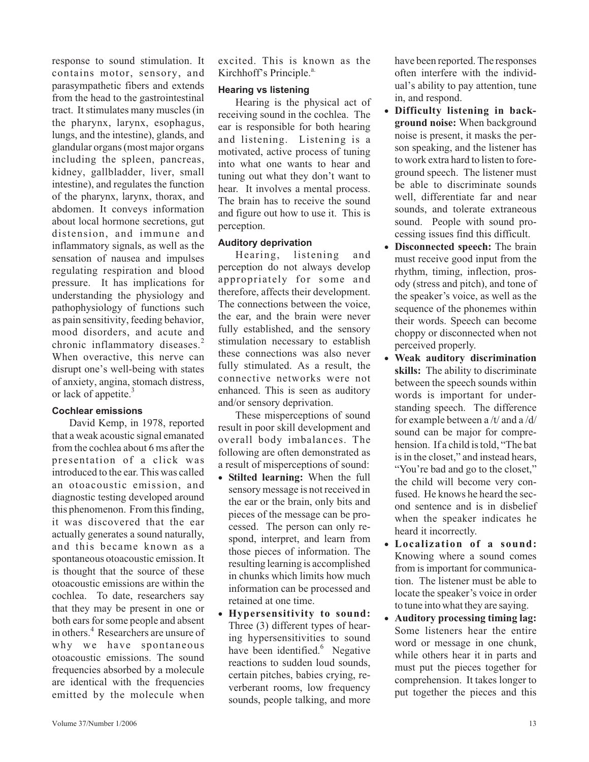response to sound stimulation. It contains motor, sensory, and parasympathetic fibers and extends from the head to the gastrointestinal tract. It stimulates many muscles (in the pharynx, larynx, esophagus, lungs, and the intestine), glands, and glandular organs (most major organs including the spleen, pancreas, kidney, gallbladder, liver, small intestine), and regulates the function of the pharynx, larynx, thorax, and abdomen. It conveys information about local hormone secretions, gut distension, and immune and inflammatory signals, as well as the sensation of nausea and impulses regulating respiration and blood pressure. It has implications for understanding the physiology and pathophysiology of functions such as pain sensitivity, feeding behavior, mood disorders, and acute and chronic inflammatory diseases.[2] When overactive, this nerve can disrupt one's well-being with states of anxiety, angina, stomach distress, or lack of appetite.[3]

### Cochlear emissions

David Kemp, in 1978, reported that a weak acoustic signal emanated from the cochlea about 6 ms after the presentation of a click was introduced to the ear. This was called an otoacoustic emission, and diagnostic testing developed around this phenomenon. From this finding, it was discovered that the ear actually generates a sound naturally, and this became known as a spontaneous otoacoustic emission. It is thought that the source of these otoacoustic emissions are within the cochlea. To date, researchers say that they may be present in one or both ears for some people and absent in others.[4] Researchers are unsure of why we have spontaneous otoacoustic emissions. The sound frequencies absorbed by a molecule are identical with the frequencies emitted by the molecule when excited. This is known as the Kirchhoff's Principle.[a]

### Hearing vs listening

Hearing is the physical act of receiving sound in the cochlea. The ear is responsible for both hearing and listening. Listening is a motivated, active process of tuning into what one wants to hear and tuning out what they don't want to hear. It involves a mental process. The brain has to receive the sound and figure out how to use it. This is perception.

### Auditory deprivation

Hearing, listening and perception do not always develop appropriately for some and therefore, affects their development. The connections between the voice, the ear, and the brain were never fully established, and the sensory stimulation necessary to establish these connections was also never fully stimulated. As a result, the connective networks were not enhanced. This is seen as auditory and/or sensory deprivation.

These misperceptions of sound result in poor skill development and overall body imbalances. The following are often demonstrated as a result of misperceptions of sound:

- **Stilted learning:** When the full sensory message is not received in the ear or the brain, only bits and pieces of the message can be processed. The person can only respond, interpret, and learn from those pieces of information. The resulting learning is accomplished in chunks which limits how much information can be processed and retained at one time.
- **Hypersensitivity to sound:** Three (3) different types of hearing hypersensitivities to sound have been identified.[6] Negative reactions to sudden loud sounds, certain pitches, babies crying, reverberant rooms, low frequency sounds, people talking, and more have been reported. The responses often interfere with the individual's ability to pay attention, tune in, and respond.
- **Difficulty listening in background noise:** When background noise is present, it masks the person speaking, and the listener has to work extra hard to listen to foreground speech. The listener must be able to discriminate sounds well, differentiate far and near sounds, and tolerate extraneous sound. People with sound processing issues find this difficult.
- **Disconnected speech:** The brain must receive good input from the rhythm, timing, inflection, prosody (stress and pitch), and tone of the speaker's voice, as well as the sequence of the phonemes within their words. Speech can become choppy or disconnected when not perceived properly.
- **Weak auditory discrimination skills:** The ability to discriminate between the speech sounds within words is important for understanding speech. The difference for example between a /t/ and a /d/ sound can be major for comprehension. If a child is told, "The bat is in the closet," and instead hears, "You're bad and go to the closet," the child will become very confused. He knows he heard the second sentence and is in disbelief when the speaker indicates he heard it incorrectly.
- **Localization of a sound:** Knowing where a sound comes from is important for communication. The listener must be able to locate the speaker's voice in order to tune into what they are saying.
- **Auditory processing timing lag:** Some listeners hear the entire word or message in one chunk, while others hear it in parts and must put the pieces together for comprehension. It takes longer to put together the pieces and this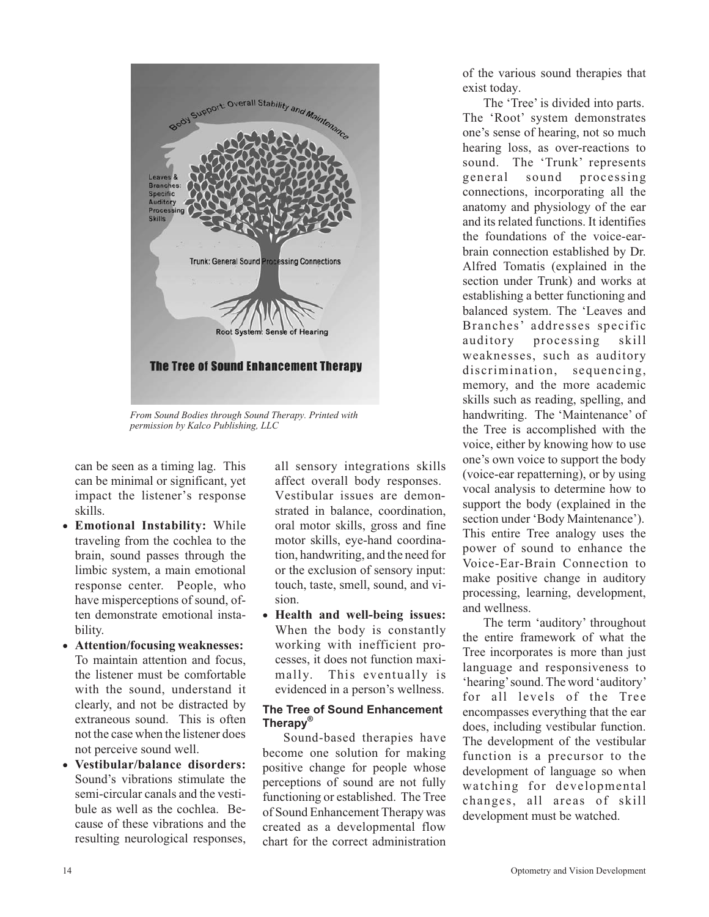*From Sound Bodies through Sound Therapy. Printed with permission by Kalco Publishing, LLC*

can be seen as a timing lag. This can be minimal or significant, yet impact the listener's response skills.

- **Emotional Instability:** While traveling from the cochlea to the brain, sound passes through the limbic system, a main emotional response center. People, who have misperceptions of sound, often demonstrate emotional instability.
- **Attention/focusing weaknesses:** To maintain attention and focus, the listener must be comfortable with the sound, understand it clearly, and not be distracted by extraneous sound. This is often not the case when the listener does not perceive sound well.
- **Vestibular/balance disorders:** Sound's vibrations stimulate the semi-circular canals and the vestibule as well as the cochlea. Because of these vibrations and the resulting neurological responses, all sensory integrations skills affect overall body responses. Vestibular issues are demonstrated in balance, coordination, oral motor skills, gross and fine motor skills, eye-hand coordination, handwriting, and the need for or the exclusion of sensory input: touch, taste, smell, sound, and vision.
- **Health and well-being issues:** When the body is constantly working with inefficient processes, it does not function maximally. This eventually is evidenced in a person's wellness.

### The Tree of Sound Enhancement Therapy®

Sound-based therapies have become one solution for making positive change for people whose perceptions of sound are not fully functioning or established. The Tree of Sound Enhancement Therapy was created as a developmental flow chart for the correct administration of the various sound therapies that exist today.

The 'Tree' is divided into parts. The 'Root' system demonstrates one's sense of hearing, not so much hearing loss, as over-reactions to sound. The 'Trunk' represents general sound processing connections, incorporating all the anatomy and physiology of the ear and its related functions. It identifies the foundations of the voice-ear-brain connection established by Dr. Alfred Tomatis (explained in the section under Trunk) and works at establishing a better functioning and balanced system. The 'Leaves and Branches' addresses specific auditory processing skill weaknesses, such as auditory discrimination, sequencing, memory, and the more academic skills such as reading, spelling, and handwriting. The 'Maintenance' of the Tree is accomplished with the voice, either by knowing how to use one's own voice to support the body (voice-ear repatterning), or by using vocal analysis to determine how to support the body (explained in the section under 'Body Maintenance'). This entire Tree analogy uses the power of sound to enhance the Voice-Ear-Brain Connection to make positive change in auditory processing, learning, development, and wellness.

The term 'auditory' throughout the entire framework of what the Tree incorporates is more than just language and responsiveness to 'hearing' sound. The word 'auditory' for all levels of the Tree encompasses everything that the ear does, including vestibular function. The development of the vestibular function is a precursor to the development of language so when watching for developmental changes, all areas of skill development must be watched.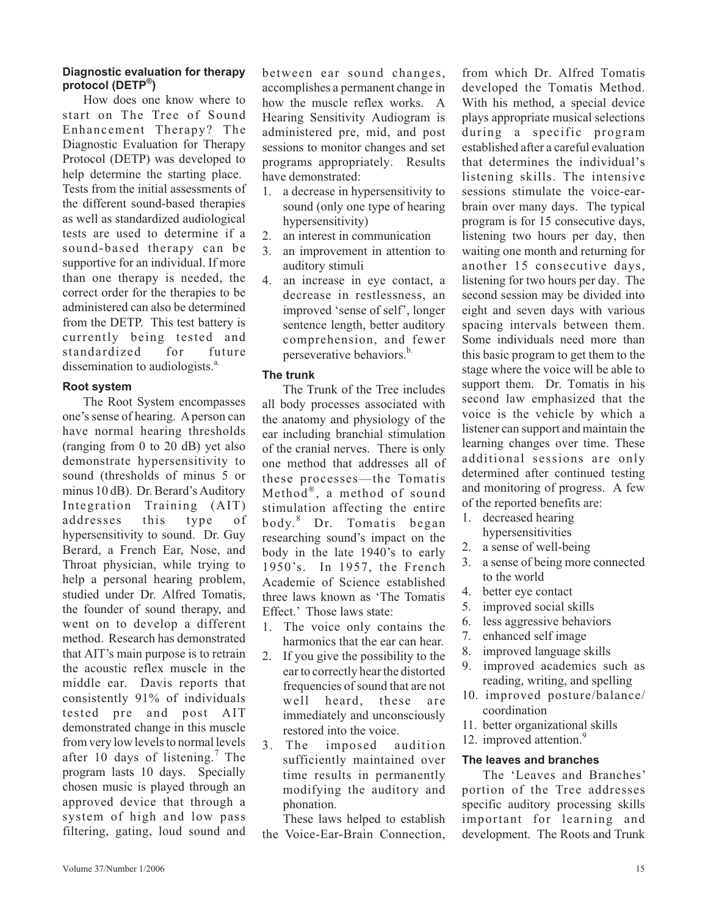### Diagnostic evaluation for therapy protocol (DETP®)

How does one know where to start on The Tree of Sound Enhancement Therapy? The Diagnostic Evaluation for Therapy Protocol (DETP) was developed to help determine the starting place. Tests from the initial assessments of the different sound-based therapies as well as standardized audiological tests are used to determine if a sound-based therapy can be supportive for an individual. If more than one therapy is needed, the correct order for the therapies to be administered can also be determined from the DETP. This test battery is currently being tested and standardized for future dissemination to audiologists.[a.]

### Root system

The Root System encompasses one's sense of hearing. A person can have normal hearing thresholds (ranging from 0 to 20 dB) yet also demonstrate hypersensitivity to sound (thresholds of minus 5 or minus 10 dB). Dr. Berard's Auditory Integration Training (AIT) addresses this type of hypersensitivity to sound. Dr. Guy Berard, a French Ear, Nose, and Throat physician, while trying to help a personal hearing problem, studied under Dr. Alfred Tomatis, the founder of sound therapy, and went on to develop a different method. Research has demonstrated that AIT's main purpose is to retrain the acoustic reflex muscle in the middle ear. Davis reports that consistently 91% of individuals tested pre and post AIT demonstrated change in this muscle from very low levels to normal levels after 10 days of listening.[7] The program lasts 10 days. Specially chosen music is played through an approved device that through a system of high and low pass filtering, gating, loud sound and between ear sound changes, accomplishes a permanent change in how the muscle reflex works. A Hearing Sensitivity Audiogram is administered pre, mid, and post sessions to monitor changes and set programs appropriately. Results have demonstrated:

1. a decrease in hypersensitivity to sound (only one type of hearing hypersensitivity)
2. an interest in communication
3. an improvement in attention to auditory stimuli
4. an increase in eye contact, a decrease in restlessness, an improved 'sense of self', longer sentence length, better auditory comprehension, and fewer perseverative behaviors.[b.]

### The trunk

The Trunk of the Tree includes all body processes associated with the anatomy and physiology of the ear including branchial stimulation of the cranial nerves. There is only one method that addresses all of these processes—the Tomatis Method®, a method of sound stimulation affecting the entire body.[8] Dr. Tomatis began researching sound's impact on the body in the late 1940's to early 1950's. In 1957, the French Academie of Science established three laws known as 'The Tomatis Effect.' Those laws state:

1. The voice only contains the harmonics that the ear can hear.
2. If you give the possibility to the ear to correctly hear the distorted frequencies of sound that are not well heard, these are immediately and unconsciously restored into the voice.
3. The imposed audition sufficiently maintained over time results in permanently modifying the auditory and phonation.

These laws helped to establish the Voice-Ear-Brain Connection, from which Dr. Alfred Tomatis developed the Tomatis Method. With his method, a special device plays appropriate musical selections during a specific program established after a careful evaluation that determines the individual's listening skills. The intensive sessions stimulate the voice-ear-brain over many days. The typical program is for 15 consecutive days, listening two hours per day, then waiting one month and returning for another 15 consecutive days, listening for two hours per day. The second session may be divided into eight and seven days with various spacing intervals between them. Some individuals need more than this basic program to get them to the stage where the voice will be able to support them. Dr. Tomatis in his second law emphasized that the voice is the vehicle by which a listener can support and maintain the learning changes over time. These additional sessions are only determined after continued testing and monitoring of progress. A few of the reported benefits are:

1. decreased hearing hypersensitivities
2. a sense of well-being
3. a sense of being more connected to the world
4. better eye contact
5. improved social skills
6. less aggressive behaviors
7. enhanced self image
8. improved language skills
9. improved academics such as reading, writing, and spelling
10. improved posture/balance/coordination
11. better organizational skills
12. improved attention.[9]

### The leaves and branches

The 'Leaves and Branches' portion of the Tree addresses specific auditory processing skills important for learning and development. The Roots and Trunk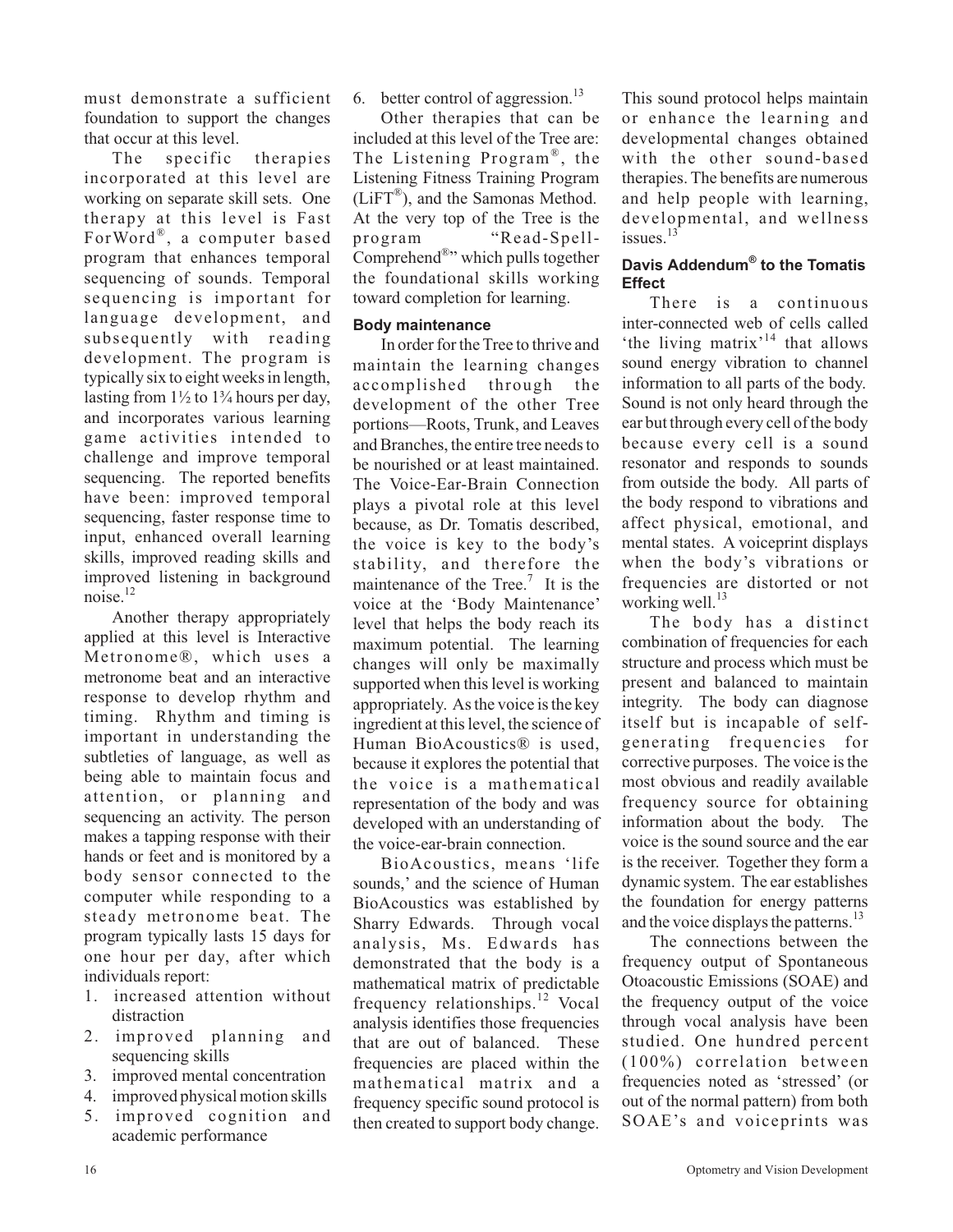must demonstrate a sufficient foundation to support the changes that occur at this level.

The specific therapies incorporated at this level are working on separate skill sets. One therapy at this level is Fast ForWord®, a computer based program that enhances temporal sequencing of sounds. Temporal sequencing is important for language development, and subsequently with reading development. The program is typically six to eight weeks in length, lasting from 1½ to 1¾ hours per day, and incorporates various learning game activities intended to challenge and improve temporal sequencing. The reported benefits have been: improved temporal sequencing, faster response time to input, enhanced overall learning skills, improved reading skills and improved listening in background noise.[12]

Another therapy appropriately applied at this level is Interactive Metronome®, which uses a metronome beat and an interactive response to develop rhythm and timing. Rhythm and timing is important in understanding the subtleties of language, as well as being able to maintain focus and attention, or planning and sequencing an activity. The person makes a tapping response with their hands or feet and is monitored by a body sensor connected to the computer while responding to a steady metronome beat. The program typically lasts 15 days for one hour per day, after which individuals report:

1. increased attention without distraction
2. improved planning and sequencing skills
3. improved mental concentration
4. improved physical motion skills
5. improved cognition and academic performance
6. better control of aggression.[13]

Other therapies that can be included at this level of the Tree are: The Listening Program®, the Listening Fitness Training Program (LiFT®), and the Samonas Method. At the very top of the Tree is the program "Read-Spell-Comprehend®" which pulls together the foundational skills working toward completion for learning.

#### Body maintenance

In order for the Tree to thrive and maintain the learning changes accomplished through the development of the other Tree portions—Roots, Trunk, and Leaves and Branches, the entire tree needs to be nourished or at least maintained. The Voice-Ear-Brain Connection plays a pivotal role at this level because, as Dr. Tomatis described, the voice is key to the body's stability, and therefore the maintenance of the Tree.[7] It is the voice at the 'Body Maintenance' level that helps the body reach its maximum potential. The learning changes will only be maximally supported when this level is working appropriately. As the voice is the key ingredient at this level, the science of Human BioAcoustics® is used, because it explores the potential that the voice is a mathematical representation of the body and was developed with an understanding of the voice-ear-brain connection.

BioAcoustics, means 'life sounds,' and the science of Human BioAcoustics was established by Sharry Edwards. Through vocal analysis, Ms. Edwards has demonstrated that the body is a mathematical matrix of predictable frequency relationships.[12] Vocal analysis identifies those frequencies that are out of balanced. These frequencies are placed within the mathematical matrix and a frequency specific sound protocol is then created to support body change. This sound protocol helps maintain or enhance the learning and developmental changes obtained with the other sound-based therapies. The benefits are numerous and help people with learning, developmental, and wellness issues.[13]

#### Davis Addendum® to the Tomatis Effect

There is a continuous inter-connected web of cells called 'the living matrix'[14] that allows sound energy vibration to channel information to all parts of the body. Sound is not only heard through the ear but through every cell of the body because every cell is a sound resonator and responds to sounds from outside the body. All parts of the body respond to vibrations and affect physical, emotional, and mental states. A voiceprint displays when the body's vibrations or frequencies are distorted or not working well.[13]

The body has a distinct combination of frequencies for each structure and process which must be present and balanced to maintain integrity. The body can diagnose itself but is incapable of self-generating frequencies for corrective purposes. The voice is the most obvious and readily available frequency source for obtaining information about the body. The voice is the sound source and the ear is the receiver. Together they form a dynamic system. The ear establishes the foundation for energy patterns and the voice displays the patterns.[13]

The connections between the frequency output of Spontaneous Otoacoustic Emissions (SOAE) and the frequency output of the voice through vocal analysis have been studied. One hundred percent (100%) correlation between frequencies noted as 'stressed' (or out of the normal pattern) from both SOAE's and voiceprints was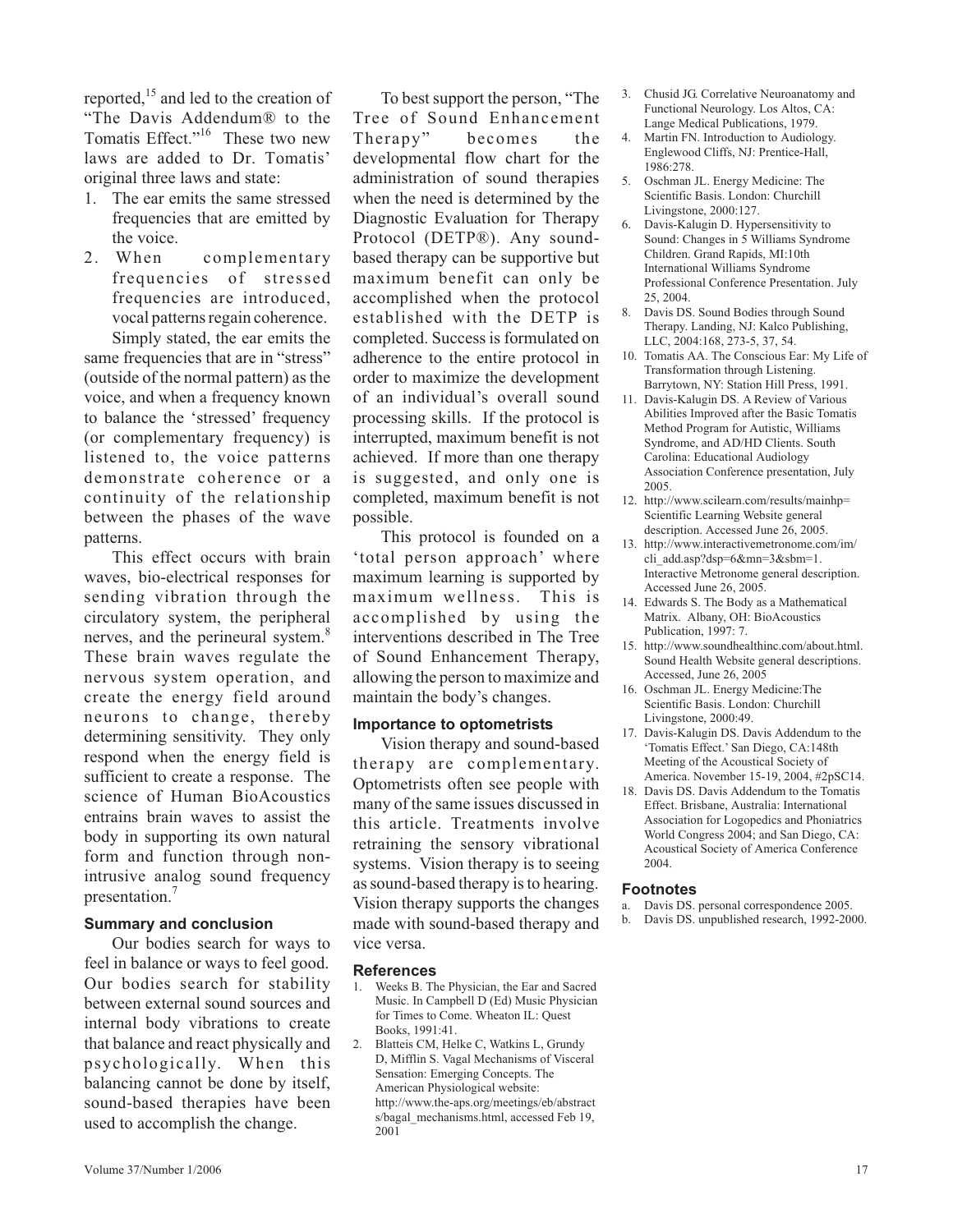reported,[15] and led to the creation of "The Davis Addendum® to the Tomatis Effect."[16] These two new laws are added to Dr. Tomatis' original three laws and state:

1. The ear emits the same stressed frequencies that are emitted by the voice.
2. When complementary frequencies of stressed frequencies are introduced, vocal patterns regain coherence.

Simply stated, the ear emits the same frequencies that are in "stress" (outside of the normal pattern) as the voice, and when a frequency known to balance the 'stressed' frequency (or complementary frequency) is listened to, the voice patterns demonstrate coherence or a continuity of the relationship between the phases of the wave patterns.

This effect occurs with brain waves, bio-electrical responses for sending vibration through the circulatory system, the peripheral nerves, and the perineural system.[8] These brain waves regulate the nervous system operation, and create the energy field around neurons to change, thereby determining sensitivity. They only respond when the energy field is sufficient to create a response. The science of Human BioAcoustics entrains brain waves to assist the body in supporting its own natural form and function through non-intrusive analog sound frequency presentation.[7]

### Summary and conclusion

Our bodies search for ways to feel in balance or ways to feel good. Our bodies search for stability between external sound sources and internal body vibrations to create that balance and react physically and psychologically. When this balancing cannot be done by itself, sound-based therapies have been used to accomplish the change.

To best support the person, "The Tree of Sound Enhancement Therapy" becomes the developmental flow chart for the administration of sound therapies when the need is determined by the Diagnostic Evaluation for Therapy Protocol (DETP®). Any sound-based therapy can be supportive but maximum benefit can only be accomplished when the protocol established with the DETP is completed. Success is formulated on adherence to the entire protocol in order to maximize the development of an individual's overall sound processing skills. If the protocol is interrupted, maximum benefit is not achieved. If more than one therapy is suggested, and only one is completed, maximum benefit is not possible.

This protocol is founded on a 'total person approach' where maximum learning is supported by maximum wellness. This is accomplished by using the interventions described in The Tree of Sound Enhancement Therapy, allowing the person to maximize and maintain the body's changes.

### Importance to optometrists

Vision therapy and sound-based therapy are complementary. Optometrists often see people with many of the same issues discussed in this article. Treatments involve retraining the sensory vibrational systems. Vision therapy is to seeing as sound-based therapy is to hearing. Vision therapy supports the changes made with sound-based therapy and vice versa.

### References

1. Weeks B. The Physician, the Ear and Sacred Music. In Campbell D (Ed) Music Physician for Times to Come. Wheaton IL: Quest Books, 1991:41.
2. Blatteis CM, Helke C, Watkins L, Grundy D, Mifflin S. Vagal Mechanisms of Visceral Sensation: Emerging Concepts. The American Physiological website: http://www.the-aps.org/meetings/eb/abstracts/bagal_mechanisms.html, accessed Feb 19, 2001
3. Chusid JG. Correlative Neuroanatomy and Functional Neurology. Los Altos, CA: Lange Medical Publications, 1979.
4. Martin FN. Introduction to Audiology. Englewood Cliffs, NJ: Prentice-Hall, 1986:278.
5. Oschman JL. Energy Medicine: The Scientific Basis. London: Churchill Livingstone, 2000:127.
6. Davis-Kalugin D. Hypersensitivity to Sound: Changes in 5 Williams Syndrome Children. Grand Rapids, MI:10th International Williams Syndrome Professional Conference Presentation. July 25, 2004.
8. Davis DS. Sound Bodies through Sound Therapy. Landing, NJ: Kalco Publishing, LLC, 2004:168, 273-5, 37, 54.
10. Tomatis AA. The Conscious Ear: My Life of Transformation through Listening. Barrytown, NY: Station Hill Press, 1991.
11. Davis-Kalugin DS. A Review of Various Abilities Improved after the Basic Tomatis Method Program for Autistic, Williams Syndrome, and AD/HD Clients. South Carolina: Educational Audiology Association Conference presentation, July 2005.
12. http://www.scilearn.com/results/mainhp= Scientific Learning Website general description. Accessed June 26, 2005.
13. http://www.interactivemetronome.com/im/cli_add.asp?dsp=6&mn=3&sbm=1. Interactive Metronome general description. Accessed June 26, 2005.
14. Edwards S. The Body as a Mathematical Matrix. Albany, OH: BioAcoustics Publication, 1997: 7.
15. http://www.soundhealthinc.com/about.html. Sound Health Website general descriptions. Accessed, June 26, 2005
16. Oschman JL. Energy Medicine:The Scientific Basis. London: Churchill Livingstone, 2000:49.
17. Davis-Kalugin DS. Davis Addendum to the 'Tomatis Effect.' San Diego, CA:148th Meeting of the Acoustical Society of America. November 15-19, 2004, #2pSC14.
18. Davis DS. Davis Addendum to the Tomatis Effect. Brisbane, Australia: International Association for Logopedics and Phoniatrics World Congress 2004; and San Diego, CA: Acoustical Society of America Conference 2004.

### Footnotes

a. Davis DS. personal correspondence 2005.
b. Davis DS. unpublished research, 1992-2000.